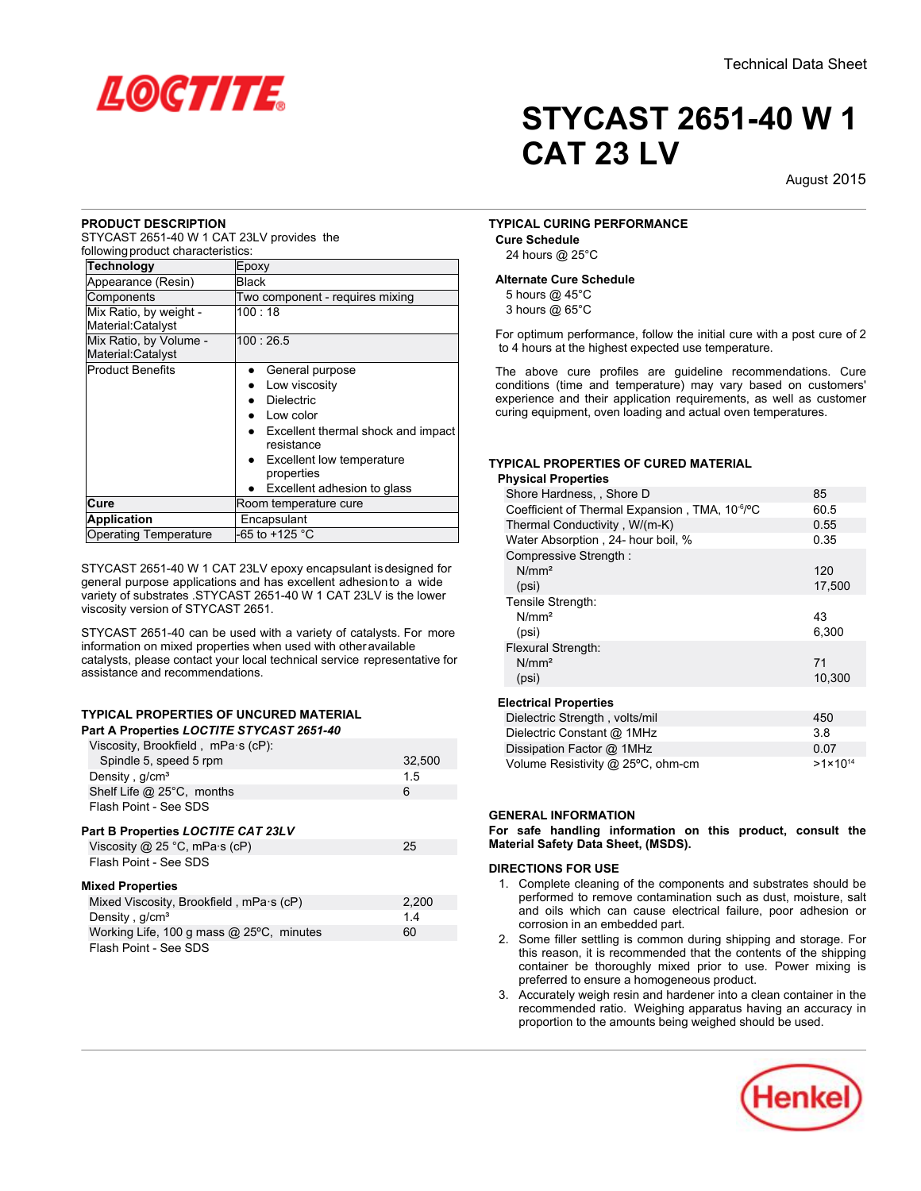Technical Data Sheet

# STYCAST 2651-40 W 1 CAT 23 LV

August 2015

## PRODUCT DESCRIPTION

STYCAST 2651-40 W 1 CAT 23LV provides the following product characteristics:

| **Technology** | Epoxy |
|---|---|
| Appearance (Resin) | Black |
| Components | Two component - requires mixing |
| Mix Ratio, by weight - Material:Catalyst | 100 : 18 |
| Mix Ratio, by Volume - Material:Catalyst | 100 : 26.5 |
| Product Benefits | • General purpose<br>• Low viscosity<br>• Dielectric<br>• Low color<br>• Excellent thermal shock and impact resistance<br>• Excellent low temperature properties<br>• Excellent adhesion to glass |
| **Cure** | Room temperature cure |
| **Application** | Encapsulant |
| Operating Temperature | -65 to +125 °C |

STYCAST 2651-40 W 1 CAT 23LV epoxy encapsulant is designed for general purpose applications and has excellent adhesion to a wide variety of substrates .STYCAST 2651-40 W 1 CAT 23LV is the lower viscosity version of STYCAST 2651.

STYCAST 2651-40 can be used with a variety of catalysts. For more information on mixed properties when used with other available catalysts, please contact your local technical service representative for assistance and recommendations.

## TYPICAL PROPERTIES OF UNCURED MATERIAL

### Part A Properties *LOCTITE STYCAST 2651-40*

| | |
|---|---|
| Viscosity, Brookfield , mPa·s (cP): | |
| Spindle 5, speed 5 rpm | 32,500 |
| Density , g/cm³ | 1.5 |
| Shelf Life @ 25°C, months | 6 |
| Flash Point - See SDS | |

### Part B Properties *LOCTITE STYCAST CAT 23LV*

| | |
|---|---|
| Viscosity @ 25 °C, mPa·s (cP) | 25 |
| Flash Point - See SDS | |

### Mixed Properties

| | |
|---|---|
| Mixed Viscosity, Brookfield , mPa·s (cP) | 2,200 |
| Density , g/cm³ | 1.4 |
| Working Life, 100 g mass @ 25ºC, minutes | 60 |
| Flash Point - See SDS | |

## TYPICAL CURING PERFORMANCE

### Cure Schedule

24 hours @ 25°C

### Alternate Cure Schedule

5 hours @ 45°C
3 hours @ 65°C

For optimum performance, follow the initial cure with a post cure of 2 to 4 hours at the highest expected use temperature.

The above cure profiles are guideline recommendations. Cure conditions (time and temperature) may vary based on customers' experience and their application requirements, as well as customer curing equipment, oven loading and actual oven temperatures.

## TYPICAL PROPERTIES OF CURED MATERIAL

### Physical Properties

| | |
|---|---|
| Shore Hardness, , Shore D | 85 |
| Coefficient of Thermal Expansion , TMA, $10^{-6}$/ºC | 60.5 |
| Thermal Conductivity , W/(m-K) | 0.55 |
| Water Absorption , 24- hour boil, % | 0.35 |
| Compressive Strength : | |
| N/mm² | 120 |
| (psi) | 17,500 |
| Tensile Strength: | |
| N/mm² | 43 |
| (psi) | 6,300 |
| Flexural Strength: | |
| N/mm² | 71 |
| (psi) | 10,300 |

### Electrical Properties

| | |
|---|---|
| Dielectric Strength , volts/mil | 450 |
| Dielectric Constant @ 1MHz | 3.8 |
| Dissipation Factor @ 1MHz | 0.07 |
| Volume Resistivity @ 25ºC, ohm-cm | $>1\times10^{14}$ |

## GENERAL INFORMATION

**For safe handling information on this product, consult the Material Safety Data Sheet, (MSDS).**

## DIRECTIONS FOR USE

1. Complete cleaning of the components and substrates should be performed to remove contamination such as dust, moisture, salt and oils which can cause electrical failure, poor adhesion or corrosion in an embedded part.
2. Some filler settling is common during shipping and storage. For this reason, it is recommended that the contents of the shipping container be thoroughly mixed prior to use. Power mixing is preferred to ensure a homogeneous product.
3. Accurately weigh resin and hardener into a clean container in the recommended ratio. Weighing apparatus having an accuracy in proportion to the amounts being weighed should be used.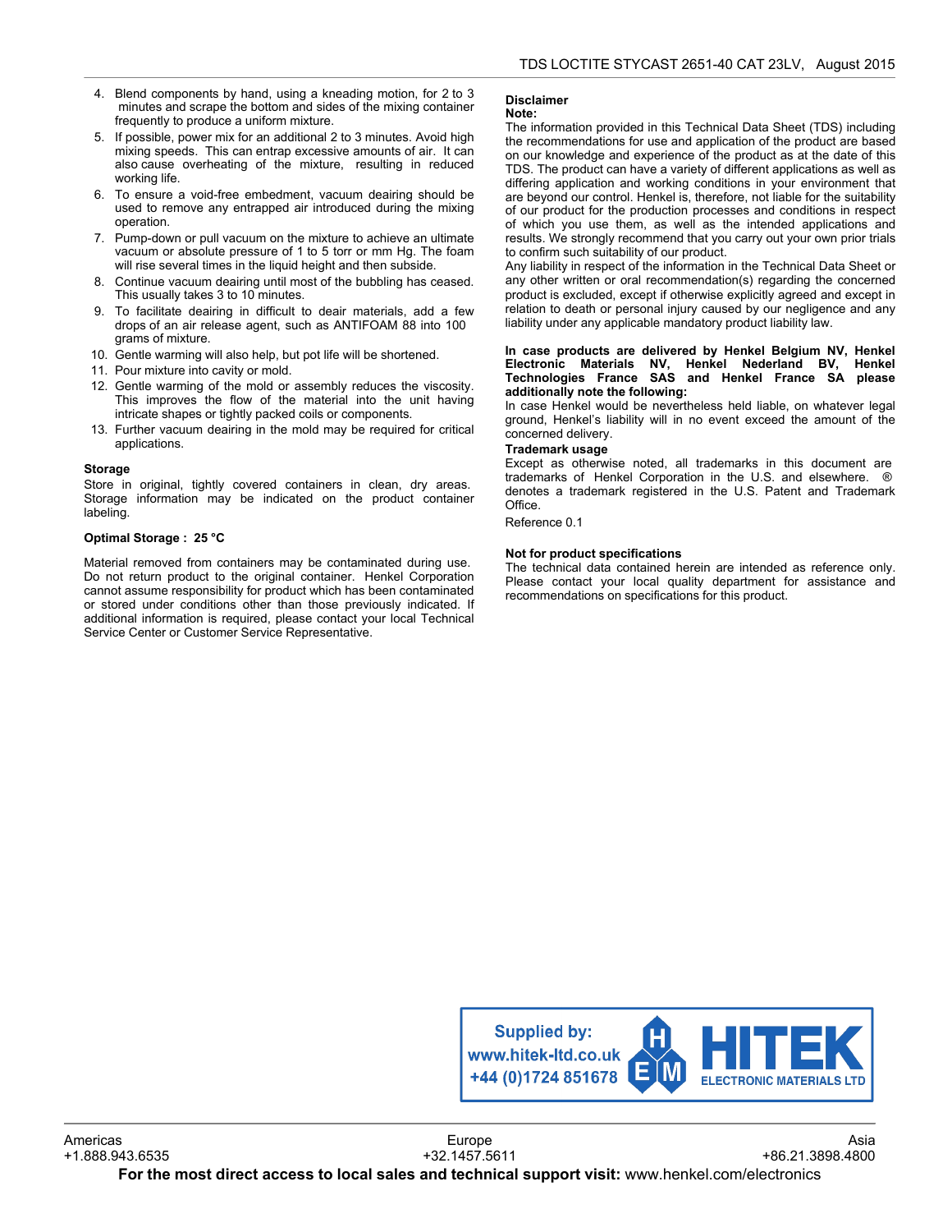4. Blend components by hand, using a kneading motion, for 2 to 3 minutes and scrape the bottom and sides of the mixing container frequently to produce a uniform mixture.
5. If possible, power mix for an additional 2 to 3 minutes. Avoid high mixing speeds. This can entrap excessive amounts of air. It can also cause overheating of the mixture, resulting in reduced working life.
6. To ensure a void-free embedment, vacuum deairing should be used to remove any entrapped air introduced during the mixing operation.
7. Pump-down or pull vacuum on the mixture to achieve an ultimate vacuum or absolute pressure of 1 to 5 torr or mm Hg. The foam will rise several times in the liquid height and then subside.
8. Continue vacuum deairing until most of the bubbling has ceased. This usually takes 3 to 10 minutes.
9. To facilitate deairing in difficult to deair materials, add a few drops of an air release agent, such as ANTIFOAM 88 into 100 grams of mixture.
10. Gentle warming will also help, but pot life will be shortened.
11. Pour mixture into cavity or mold.
12. Gentle warming of the mold or assembly reduces the viscosity. This improves the flow of the material into the unit having intricate shapes or tightly packed coils or components.
13. Further vacuum deairing in the mold may be required for critical applications.

**Storage**

Store in original, tightly covered containers in clean, dry areas. Storage information may be indicated on the product container labeling.

**Optimal Storage : 25 °C**

Material removed from containers may be contaminated during use. Do not return product to the original container. Henkel Corporation cannot assume responsibility for product which has been contaminated or stored under conditions other than those previously indicated. If additional information is required, please contact your local Technical Service Center or Customer Service Representative.

**Disclaimer**

**Note:**

The information provided in this Technical Data Sheet (TDS) including the recommendations for use and application of the product are based on our knowledge and experience of the product as at the date of this TDS. The product can have a variety of different applications as well as differing application and working conditions in your environment that are beyond our control. Henkel is, therefore, not liable for the suitability of our product for the production processes and conditions in respect of which you use them, as well as the intended applications and results. We strongly recommend that you carry out your own prior trials to confirm such suitability of our product.

Any liability in respect of the information in the Technical Data Sheet or any other written or oral recommendation(s) regarding the concerned product is excluded, except if otherwise explicitly agreed and except in relation to death or personal injury caused by our negligence and any liability under any applicable mandatory product liability law.

**In case products are delivered by Henkel Belgium NV, Henkel Electronic Materials NV, Henkel Nederland BV, Henkel Technologies France SAS and Henkel France SA please additionally note the following:**

In case Henkel would be nevertheless held liable, on whatever legal ground, Henkel's liability will in no event exceed the amount of the concerned delivery.

**Trademark usage**

Except as otherwise noted, all trademarks in this document are trademarks of Henkel Corporation in the U.S. and elsewhere. ® denotes a trademark registered in the U.S. Patent and Trademark Office.

Reference 0.1

**Not for product specifications**

The technical data contained herein are intended as reference only. Please contact your local quality department for assistance and recommendations on specifications for this product.

Supplied by:
www.hitek-ltd.co.uk
+44 (0)1724 851678
HITEK ELECTRONIC MATERIALS LTD

Americas
+1.888.943.6535

Europe
+32.1457.5611

Asia
+86.21.3898.4800

**For the most direct access to local sales and technical support visit:** www.henkel.com/electronics